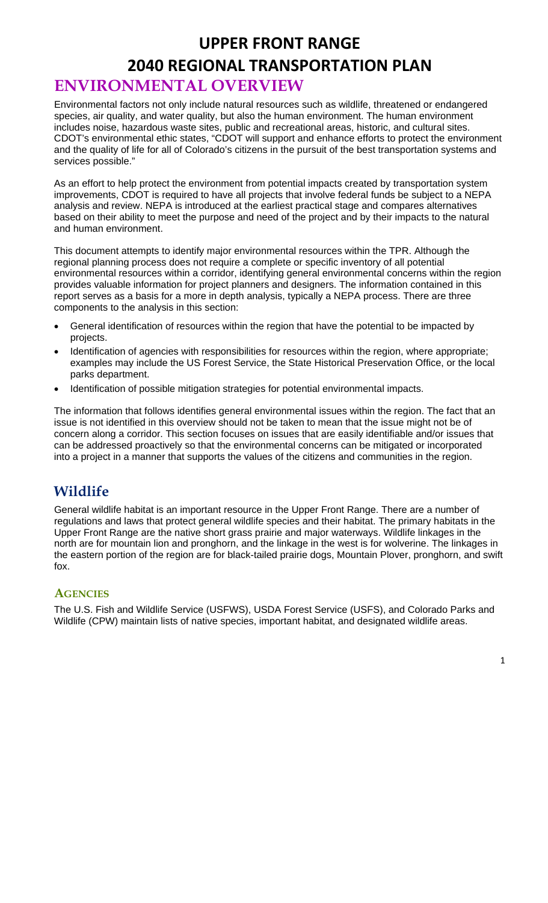# UPPER FRONT RANGE
# 2040 REGIONAL TRANSPORTATION PLAN

## ENVIRONMENTAL OVERVIEW

Environmental factors not only include natural resources such as wildlife, threatened or endangered species, air quality, and water quality, but also the human environment. The human environment includes noise, hazardous waste sites, public and recreational areas, historic, and cultural sites. CDOT's environmental ethic states, "CDOT will support and enhance efforts to protect the environment and the quality of life for all of Colorado's citizens in the pursuit of the best transportation systems and services possible."

As an effort to help protect the environment from potential impacts created by transportation system improvements, CDOT is required to have all projects that involve federal funds be subject to a NEPA analysis and review. NEPA is introduced at the earliest practical stage and compares alternatives based on their ability to meet the purpose and need of the project and by their impacts to the natural and human environment.

This document attempts to identify major environmental resources within the TPR. Although the regional planning process does not require a complete or specific inventory of all potential environmental resources within a corridor, identifying general environmental concerns within the region provides valuable information for project planners and designers. The information contained in this report serves as a basis for a more in depth analysis, typically a NEPA process. There are three components to the analysis in this section:

- General identification of resources within the region that have the potential to be impacted by projects.
- Identification of agencies with responsibilities for resources within the region, where appropriate; examples may include the US Forest Service, the State Historical Preservation Office, or the local parks department.
- Identification of possible mitigation strategies for potential environmental impacts.

The information that follows identifies general environmental issues within the region. The fact that an issue is not identified in this overview should not be taken to mean that the issue might not be of concern along a corridor. This section focuses on issues that are easily identifiable and/or issues that can be addressed proactively so that the environmental concerns can be mitigated or incorporated into a project in a manner that supports the values of the citizens and communities in the region.

## Wildlife

General wildlife habitat is an important resource in the Upper Front Range. There are a number of regulations and laws that protect general wildlife species and their habitat. The primary habitats in the Upper Front Range are the native short grass prairie and major waterways. Wildlife linkages in the north are for mountain lion and pronghorn, and the linkage in the west is for wolverine. The linkages in the eastern portion of the region are for black-tailed prairie dogs, Mountain Plover, pronghorn, and swift fox.

### AGENCIES

The U.S. Fish and Wildlife Service (USFWS), USDA Forest Service (USFS), and Colorado Parks and Wildlife (CPW) maintain lists of native species, important habitat, and designated wildlife areas.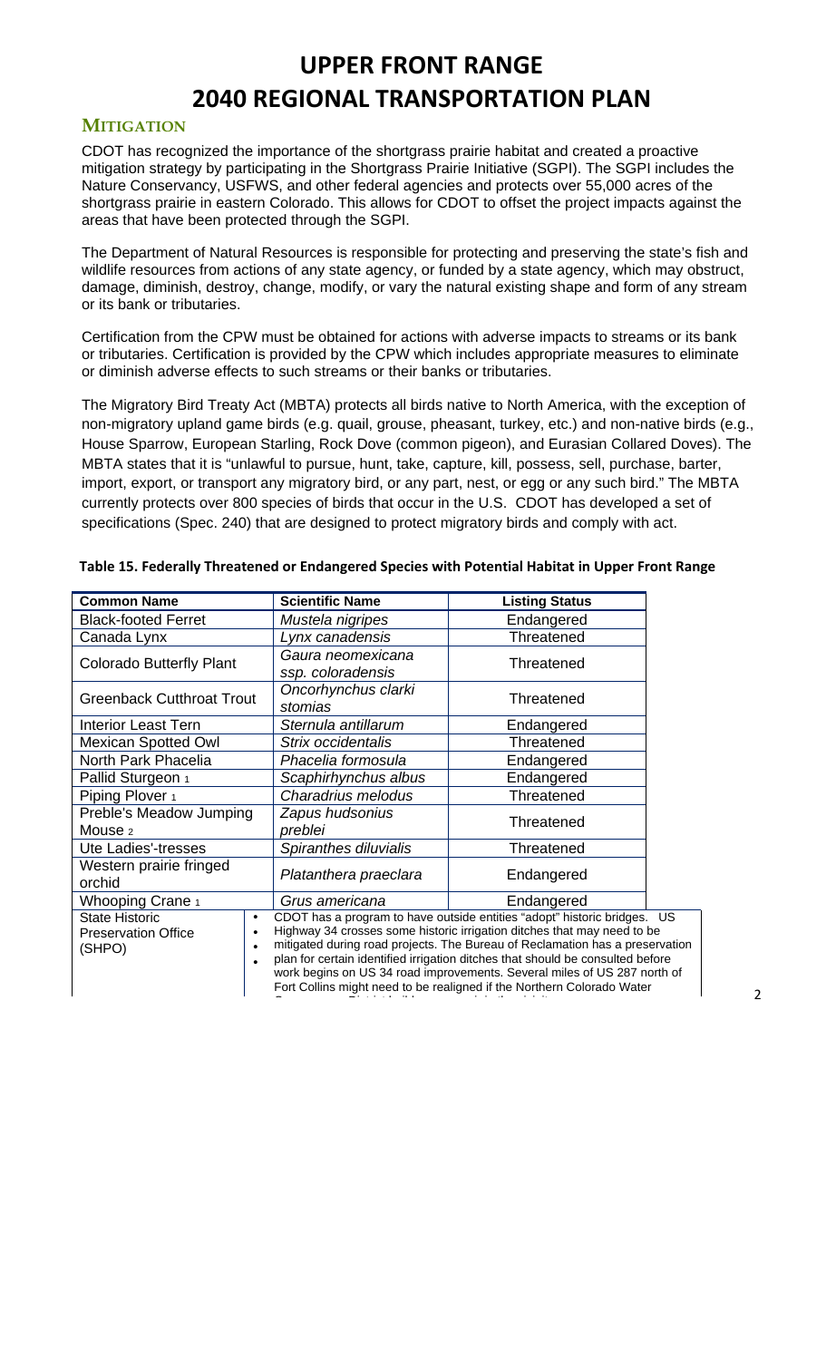# UPPER FRONT RANGE
# 2040 REGIONAL TRANSPORTATION PLAN

## MITIGATION

CDOT has recognized the importance of the shortgrass prairie habitat and created a proactive mitigation strategy by participating in the Shortgrass Prairie Initiative (SGPI). The SGPI includes the Nature Conservancy, USFWS, and other federal agencies and protects over 55,000 acres of the shortgrass prairie in eastern Colorado. This allows for CDOT to offset the project impacts against the areas that have been protected through the SGPI.

The Department of Natural Resources is responsible for protecting and preserving the state's fish and wildlife resources from actions of any state agency, or funded by a state agency, which may obstruct, damage, diminish, destroy, change, modify, or vary the natural existing shape and form of any stream or its bank or tributaries.

Certification from the CPW must be obtained for actions with adverse impacts to streams or its bank or tributaries. Certification is provided by the CPW which includes appropriate measures to eliminate or diminish adverse effects to such streams or their banks or tributaries.

The Migratory Bird Treaty Act (MBTA) protects all birds native to North America, with the exception of non-migratory upland game birds (e.g. quail, grouse, pheasant, turkey, etc.) and non-native birds (e.g., House Sparrow, European Starling, Rock Dove (common pigeon), and Eurasian Collared Doves). The MBTA states that it is "unlawful to pursue, hunt, take, capture, kill, possess, sell, purchase, barter, import, export, or transport any migratory bird, or any part, nest, or egg or any such bird." The MBTA currently protects over 800 species of birds that occur in the U.S. CDOT has developed a set of specifications (Spec. 240) that are designed to protect migratory birds and comply with act.

**Table 15. Federally Threatened or Endangered Species with Potential Habitat in Upper Front Range**

| Common Name | Scientific Name | Listing Status |
|---|---|---|
| Black-footed Ferret | *Mustela nigripes* | Endangered |
| Canada Lynx | *Lynx canadensis* | Threatened |
| Colorado Butterfly Plant | *Gaura neomexicana ssp. coloradensis* | Threatened |
| Greenback Cutthroat Trout | *Oncorhynchus clarki stomias* | Threatened |
| Interior Least Tern | *Sternula antillarum* | Endangered |
| Mexican Spotted Owl | *Strix occidentalis* | Threatened |
| North Park Phacelia | *Phacelia formosula* | Endangered |
| Pallid Sturgeon [1] | *Scaphirhynchus albus* | Endangered |
| Piping Plover [1] | *Charadrius melodus* | Threatened |
| Preble's Meadow Jumping Mouse [2] | *Zapus hudsonius preblei* | Threatened |
| Ute Ladies'-tresses | *Spiranthes diluvialis* | Threatened |
| Western prairie fringed orchid | *Platanthera praeclara* | Endangered |
| Whooping Crane [1] | *Grus americana* | Endangered |

| State Historic Preservation Office (SHPO) | |
|---|---|
| | • CDOT has a program to have outside entities "adopt" historic bridges.<br>• US Highway 34 crosses some historic irrigation ditches that may need to be mitigated during road projects. The Bureau of Reclamation has a preservation plan for certain identified irrigation ditches that should be consulted before work begins on US 34 road improvements.<br>• Several miles of US 287 north of Fort Collins might need to be realigned if the Northern Colorado Water |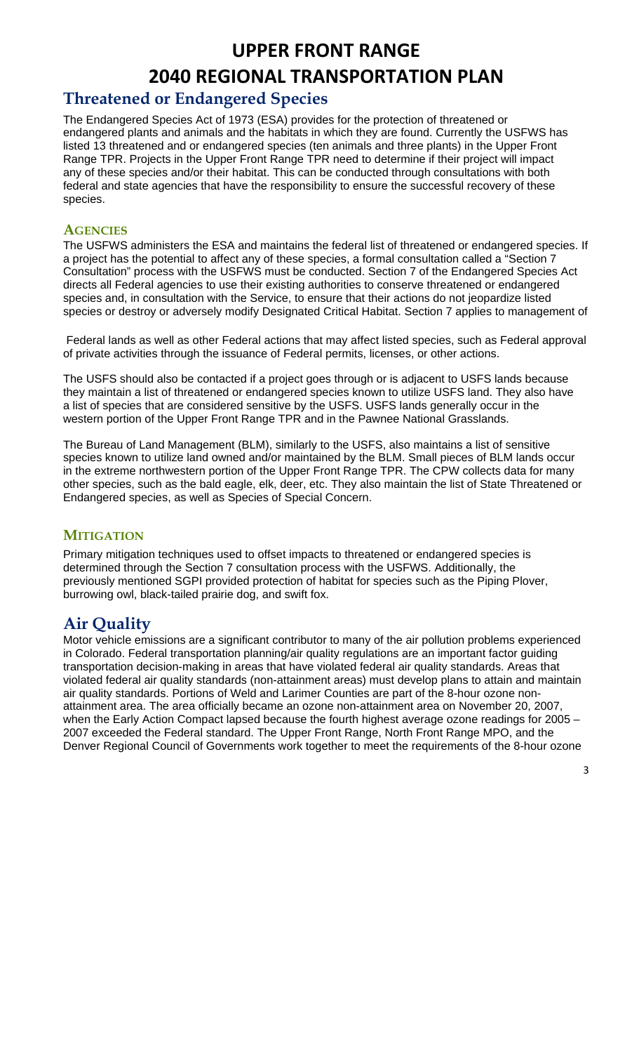## Threatened or Endangered Species

The Endangered Species Act of 1973 (ESA) provides for the protection of threatened or endangered plants and animals and the habitats in which they are found. Currently the USFWS has listed 13 threatened and or endangered species (ten animals and three plants) in the Upper Front Range TPR. Projects in the Upper Front Range TPR need to determine if their project will impact any of these species and/or their habitat. This can be conducted through consultations with both federal and state agencies that have the responsibility to ensure the successful recovery of these species.

### AGENCIES

The USFWS administers the ESA and maintains the federal list of threatened or endangered species. If a project has the potential to affect any of these species, a formal consultation called a "Section 7 Consultation" process with the USFWS must be conducted. Section 7 of the Endangered Species Act directs all Federal agencies to use their existing authorities to conserve threatened or endangered species and, in consultation with the Service, to ensure that their actions do not jeopardize listed species or destroy or adversely modify Designated Critical Habitat. Section 7 applies to management of Federal lands as well as other Federal actions that may affect listed species, such as Federal approval of private activities through the issuance of Federal permits, licenses, or other actions.

The USFS should also be contacted if a project goes through or is adjacent to USFS lands because they maintain a list of threatened or endangered species known to utilize USFS land. They also have a list of species that are considered sensitive by the USFS. USFS lands generally occur in the western portion of the Upper Front Range TPR and in the Pawnee National Grasslands.

The Bureau of Land Management (BLM), similarly to the USFS, also maintains a list of sensitive species known to utilize land owned and/or maintained by the BLM. Small pieces of BLM lands occur in the extreme northwestern portion of the Upper Front Range TPR. The CPW collects data for many other species, such as the bald eagle, elk, deer, etc. They also maintain the list of State Threatened or Endangered species, as well as Species of Special Concern.

### MITIGATION

Primary mitigation techniques used to offset impacts to threatened or endangered species is determined through the Section 7 consultation process with the USFWS. Additionally, the previously mentioned SGPI provided protection of habitat for species such as the Piping Plover, burrowing owl, black-tailed prairie dog, and swift fox.

## Air Quality

Motor vehicle emissions are a significant contributor to many of the air pollution problems experienced in Colorado. Federal transportation planning/air quality regulations are an important factor guiding transportation decision-making in areas that have violated federal air quality standards. Areas that violated federal air quality standards (non-attainment areas) must develop plans to attain and maintain air quality standards. Portions of Weld and Larimer Counties are part of the 8-hour ozone non-attainment area. The area officially became an ozone non-attainment area on November 20, 2007, when the Early Action Compact lapsed because the fourth highest average ozone readings for 2005 – 2007 exceeded the Federal standard. The Upper Front Range, North Front Range MPO, and the Denver Regional Council of Governments work together to meet the requirements of the 8-hour ozone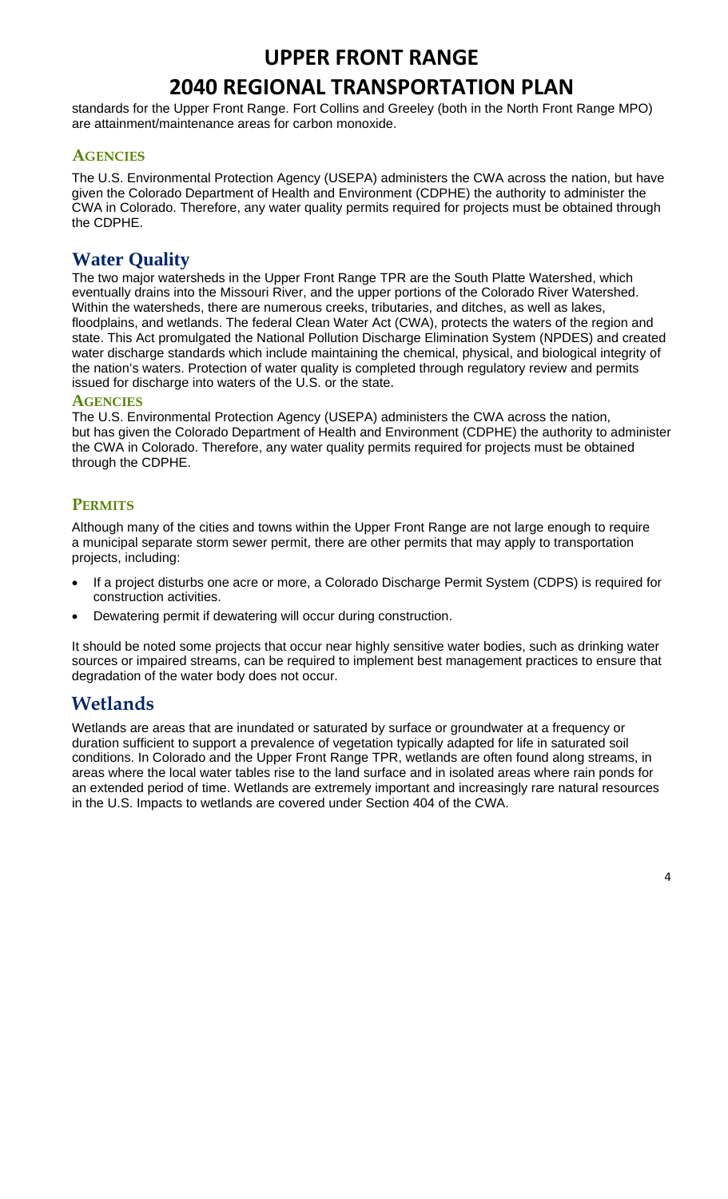standards for the Upper Front Range. Fort Collins and Greeley (both in the North Front Range MPO) are attainment/maintenance areas for carbon monoxide.

### AGENCIES

The U.S. Environmental Protection Agency (USEPA) administers the CWA across the nation, but have given the Colorado Department of Health and Environment (CDPHE) the authority to administer the CWA in Colorado. Therefore, any water quality permits required for projects must be obtained through the CDPHE.

## Water Quality

The two major watersheds in the Upper Front Range TPR are the South Platte Watershed, which eventually drains into the Missouri River, and the upper portions of the Colorado River Watershed. Within the watersheds, there are numerous creeks, tributaries, and ditches, as well as lakes, floodplains, and wetlands. The federal Clean Water Act (CWA), protects the waters of the region and state. This Act promulgated the National Pollution Discharge Elimination System (NPDES) and created water discharge standards which include maintaining the chemical, physical, and biological integrity of the nation's waters. Protection of water quality is completed through regulatory review and permits issued for discharge into waters of the U.S. or the state.

### AGENCIES

The U.S. Environmental Protection Agency (USEPA) administers the CWA across the nation, but has given the Colorado Department of Health and Environment (CDPHE) the authority to administer the CWA in Colorado. Therefore, any water quality permits required for projects must be obtained through the CDPHE.

### PERMITS

Although many of the cities and towns within the Upper Front Range are not large enough to require a municipal separate storm sewer permit, there are other permits that may apply to transportation projects, including:

- If a project disturbs one acre or more, a Colorado Discharge Permit System (CDPS) is required for construction activities.
- Dewatering permit if dewatering will occur during construction.

It should be noted some projects that occur near highly sensitive water bodies, such as drinking water sources or impaired streams, can be required to implement best management practices to ensure that degradation of the water body does not occur.

## Wetlands

Wetlands are areas that are inundated or saturated by surface or groundwater at a frequency or duration sufficient to support a prevalence of vegetation typically adapted for life in saturated soil conditions. In Colorado and the Upper Front Range TPR, wetlands are often found along streams, in areas where the local water tables rise to the land surface and in isolated areas where rain ponds for an extended period of time. Wetlands are extremely important and increasingly rare natural resources in the U.S. Impacts to wetlands are covered under Section 404 of the CWA.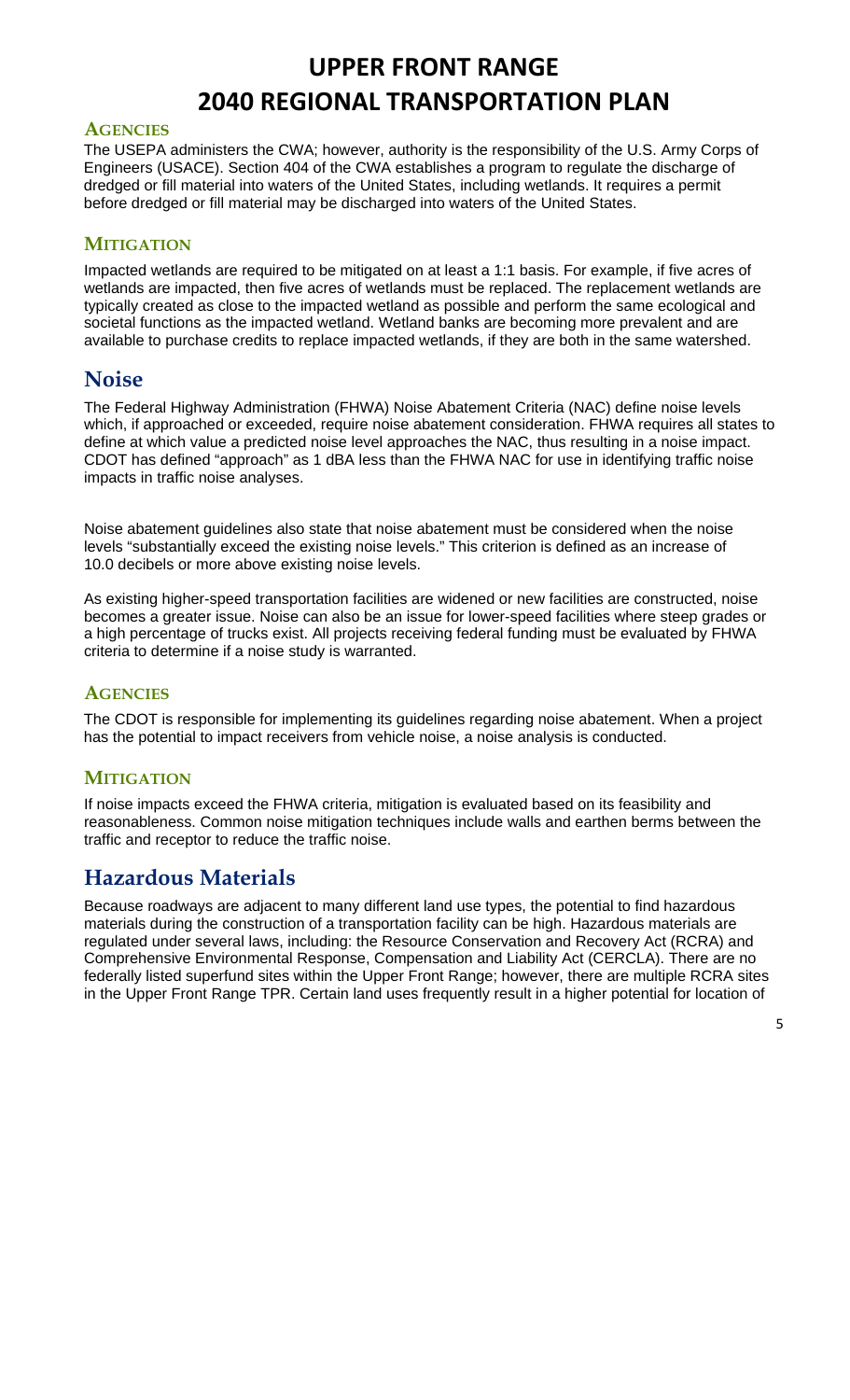### Agencies

The USEPA administers the CWA; however, authority is the responsibility of the U.S. Army Corps of Engineers (USACE). Section 404 of the CWA establishes a program to regulate the discharge of dredged or fill material into waters of the United States, including wetlands. It requires a permit before dredged or fill material may be discharged into waters of the United States.

### Mitigation

Impacted wetlands are required to be mitigated on at least a 1:1 basis. For example, if five acres of wetlands are impacted, then five acres of wetlands must be replaced. The replacement wetlands are typically created as close to the impacted wetland as possible and perform the same ecological and societal functions as the impacted wetland. Wetland banks are becoming more prevalent and are available to purchase credits to replace impacted wetlands, if they are both in the same watershed.

## Noise

The Federal Highway Administration (FHWA) Noise Abatement Criteria (NAC) define noise levels which, if approached or exceeded, require noise abatement consideration. FHWA requires all states to define at which value a predicted noise level approaches the NAC, thus resulting in a noise impact. CDOT has defined "approach" as 1 dBA less than the FHWA NAC for use in identifying traffic noise impacts in traffic noise analyses.

Noise abatement guidelines also state that noise abatement must be considered when the noise levels "substantially exceed the existing noise levels." This criterion is defined as an increase of 10.0 decibels or more above existing noise levels.

As existing higher-speed transportation facilities are widened or new facilities are constructed, noise becomes a greater issue. Noise can also be an issue for lower-speed facilities where steep grades or a high percentage of trucks exist. All projects receiving federal funding must be evaluated by FHWA criteria to determine if a noise study is warranted.

### Agencies

The CDOT is responsible for implementing its guidelines regarding noise abatement. When a project has the potential to impact receivers from vehicle noise, a noise analysis is conducted.

### Mitigation

If noise impacts exceed the FHWA criteria, mitigation is evaluated based on its feasibility and reasonableness. Common noise mitigation techniques include walls and earthen berms between the traffic and receptor to reduce the traffic noise.

## Hazardous Materials

Because roadways are adjacent to many different land use types, the potential to find hazardous materials during the construction of a transportation facility can be high. Hazardous materials are regulated under several laws, including: the Resource Conservation and Recovery Act (RCRA) and Comprehensive Environmental Response, Compensation and Liability Act (CERCLA). There are no federally listed superfund sites within the Upper Front Range; however, there are multiple RCRA sites in the Upper Front Range TPR. Certain land uses frequently result in a higher potential for location of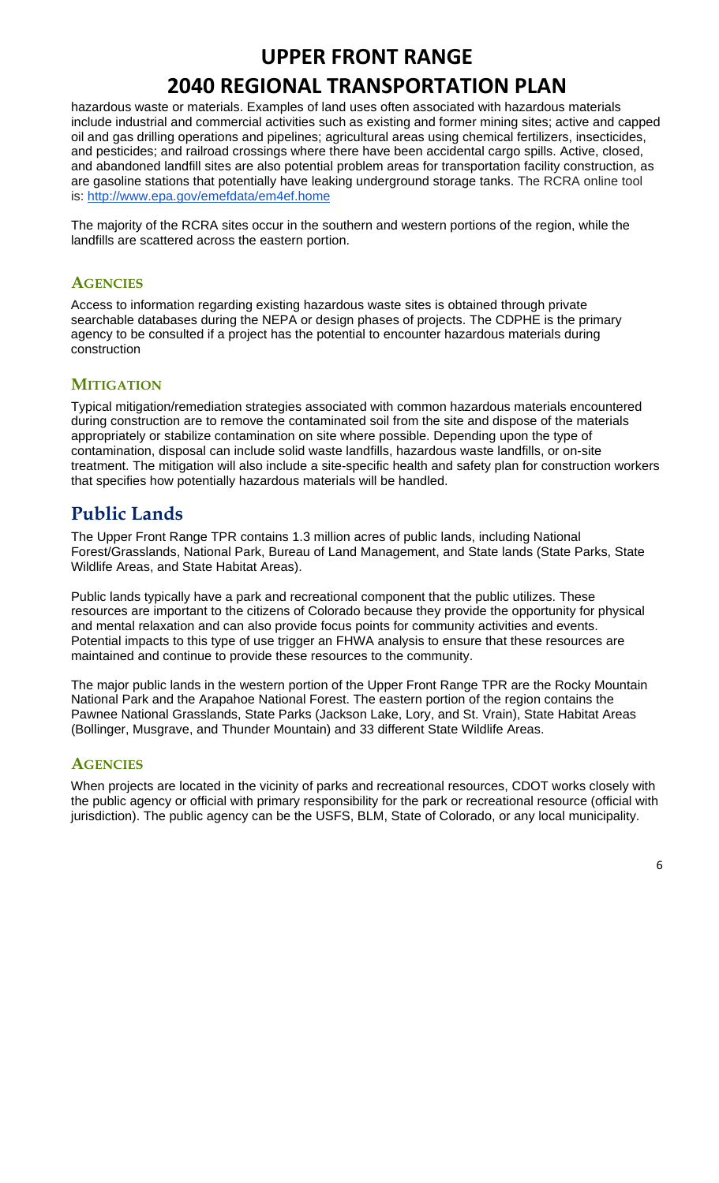hazardous waste or materials. Examples of land uses often associated with hazardous materials include industrial and commercial activities such as existing and former mining sites; active and capped oil and gas drilling operations and pipelines; agricultural areas using chemical fertilizers, insecticides, and pesticides; and railroad crossings where there have been accidental cargo spills. Active, closed, and abandoned landfill sites are also potential problem areas for transportation facility construction, as are gasoline stations that potentially have leaking underground storage tanks. The RCRA online tool is: http://www.epa.gov/emefdata/em4ef.home

The majority of the RCRA sites occur in the southern and western portions of the region, while the landfills are scattered across the eastern portion.

### AGENCIES

Access to information regarding existing hazardous waste sites is obtained through private searchable databases during the NEPA or design phases of projects. The CDPHE is the primary agency to be consulted if a project has the potential to encounter hazardous materials during construction

### MITIGATION

Typical mitigation/remediation strategies associated with common hazardous materials encountered during construction are to remove the contaminated soil from the site and dispose of the materials appropriately or stabilize contamination on site where possible. Depending upon the type of contamination, disposal can include solid waste landfills, hazardous waste landfills, or on-site treatment. The mitigation will also include a site-specific health and safety plan for construction workers that specifies how potentially hazardous materials will be handled.

## Public Lands

The Upper Front Range TPR contains 1.3 million acres of public lands, including National Forest/Grasslands, National Park, Bureau of Land Management, and State lands (State Parks, State Wildlife Areas, and State Habitat Areas).

Public lands typically have a park and recreational component that the public utilizes. These resources are important to the citizens of Colorado because they provide the opportunity for physical and mental relaxation and can also provide focus points for community activities and events. Potential impacts to this type of use trigger an FHWA analysis to ensure that these resources are maintained and continue to provide these resources to the community.

The major public lands in the western portion of the Upper Front Range TPR are the Rocky Mountain National Park and the Arapahoe National Forest. The eastern portion of the region contains the Pawnee National Grasslands, State Parks (Jackson Lake, Lory, and St. Vrain), State Habitat Areas (Bollinger, Musgrave, and Thunder Mountain) and 33 different State Wildlife Areas.

### AGENCIES

When projects are located in the vicinity of parks and recreational resources, CDOT works closely with the public agency or official with primary responsibility for the park or recreational resource (official with jurisdiction). The public agency can be the USFS, BLM, State of Colorado, or any local municipality.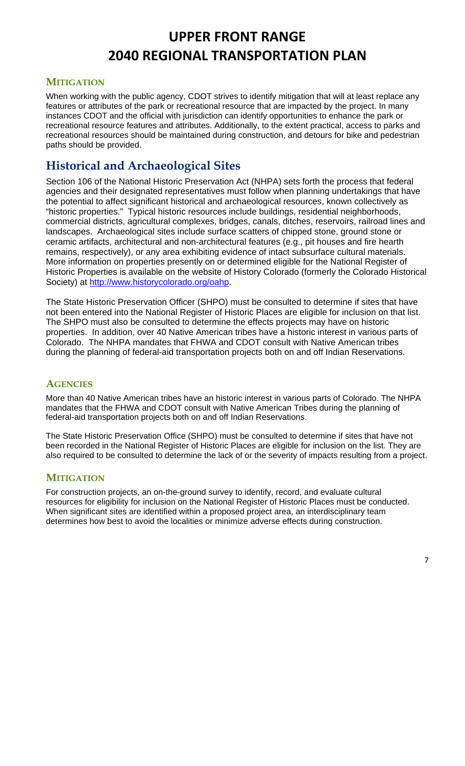### MITIGATION

When working with the public agency, CDOT strives to identify mitigation that will at least replace any features or attributes of the park or recreational resource that are impacted by the project. In many instances CDOT and the official with jurisdiction can identify opportunities to enhance the park or recreational resource features and attributes. Additionally, to the extent practical, access to parks and recreational resources should be maintained during construction, and detours for bike and pedestrian paths should be provided.

## Historical and Archaeological Sites

Section 106 of the National Historic Preservation Act (NHPA) sets forth the process that federal agencies and their designated representatives must follow when planning undertakings that have the potential to affect significant historical and archaeological resources, known collectively as "historic properties." Typical historic resources include buildings, residential neighborhoods, commercial districts, agricultural complexes, bridges, canals, ditches, reservoirs, railroad lines and landscapes. Archaeological sites include surface scatters of chipped stone, ground stone or ceramic artifacts, architectural and non-architectural features (e.g., pit houses and fire hearth remains, respectively), or any area exhibiting evidence of intact subsurface cultural materials. More information on properties presently on or determined eligible for the National Register of Historic Properties is available on the website of History Colorado (formerly the Colorado Historical Society) at [http://www.historycolorado.org/oahp](http://www.historycolorado.org/oahp).

The State Historic Preservation Officer (SHPO) must be consulted to determine if sites that have not been entered into the National Register of Historic Places are eligible for inclusion on that list. The SHPO must also be consulted to determine the effects projects may have on historic properties. In addition, over 40 Native American tribes have a historic interest in various parts of Colorado. The NHPA mandates that FHWA and CDOT consult with Native American tribes during the planning of federal-aid transportation projects both on and off Indian Reservations.

### AGENCIES

More than 40 Native American tribes have an historic interest in various parts of Colorado. The NHPA mandates that the FHWA and CDOT consult with Native American Tribes during the planning of federal-aid transportation projects both on and off Indian Reservations.

The State Historic Preservation Office (SHPO) must be consulted to determine if sites that have not been recorded in the National Register of Historic Places are eligible for inclusion on the list. They are also required to be consulted to determine the lack of or the severity of impacts resulting from a project.

### MITIGATION

For construction projects, an on-the-ground survey to identify, record, and evaluate cultural resources for eligibility for inclusion on the National Register of Historic Places must be conducted. When significant sites are identified within a proposed project area, an interdisciplinary team determines how best to avoid the localities or minimize adverse effects during construction.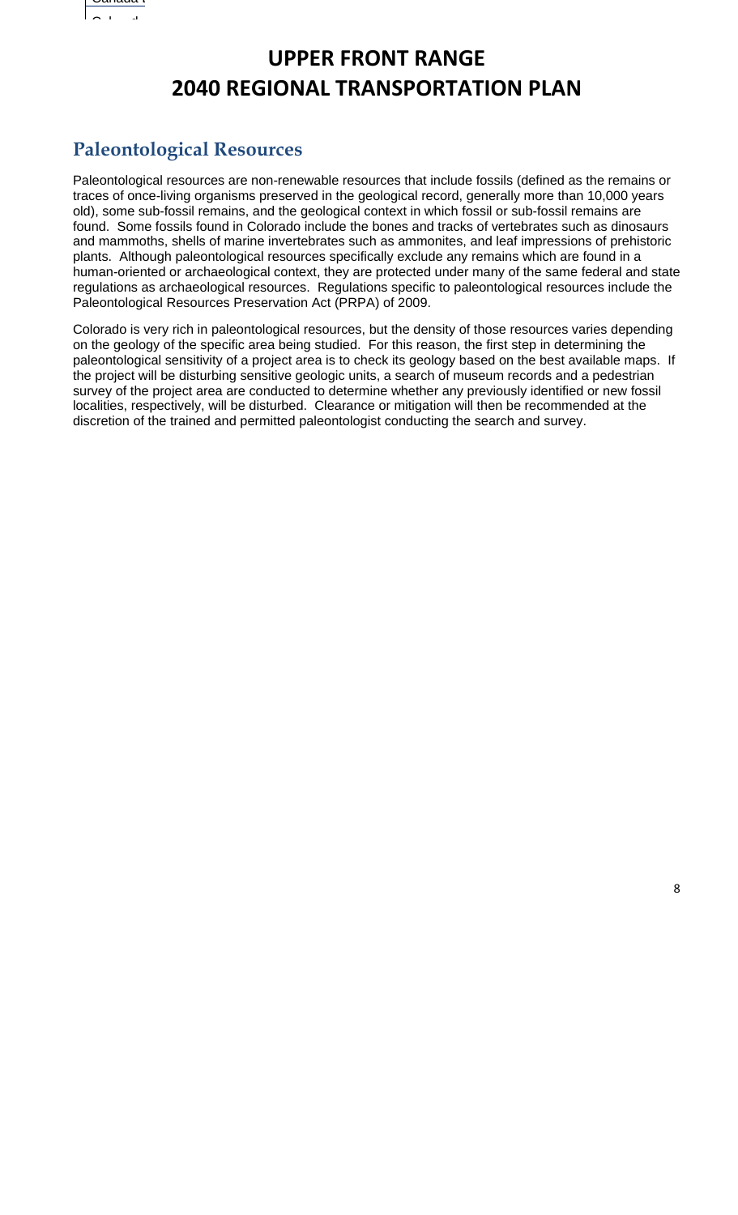# UPPER FRONT RANGE 2040 REGIONAL TRANSPORTATION PLAN

## Paleontological Resources

Paleontological resources are non-renewable resources that include fossils (defined as the remains or traces of once-living organisms preserved in the geological record, generally more than 10,000 years old), some sub-fossil remains, and the geological context in which fossil or sub-fossil remains are found. Some fossils found in Colorado include the bones and tracks of vertebrates such as dinosaurs and mammoths, shells of marine invertebrates such as ammonites, and leaf impressions of prehistoric plants. Although paleontological resources specifically exclude any remains which are found in a human-oriented or archaeological context, they are protected under many of the same federal and state regulations as archaeological resources. Regulations specific to paleontological resources include the Paleontological Resources Preservation Act (PRPA) of 2009.

Colorado is very rich in paleontological resources, but the density of those resources varies depending on the geology of the specific area being studied. For this reason, the first step in determining the paleontological sensitivity of a project area is to check its geology based on the best available maps. If the project will be disturbing sensitive geologic units, a search of museum records and a pedestrian survey of the project area are conducted to determine whether any previously identified or new fossil localities, respectively, will be disturbed. Clearance or mitigation will then be recommended at the discretion of the trained and permitted paleontologist conducting the search and survey.